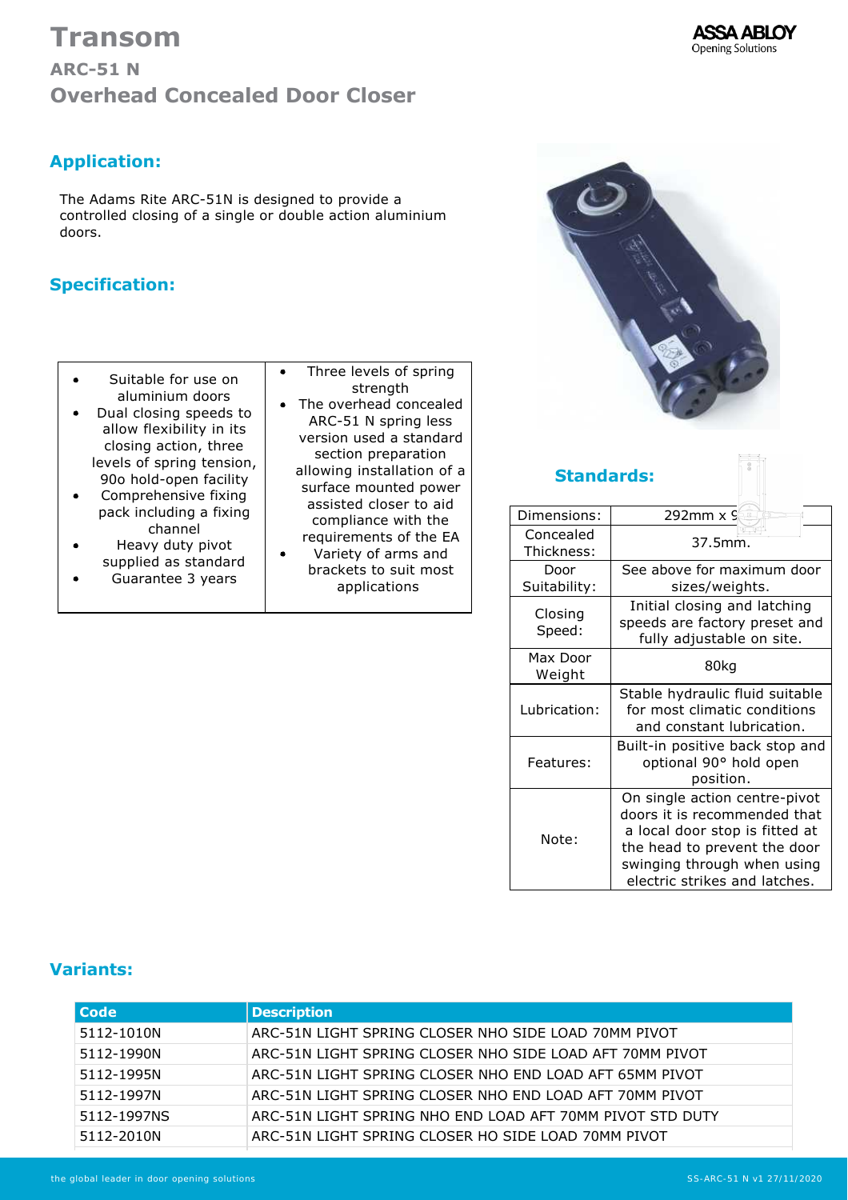# Transom

## ARC-51 N

## Overhead Concealed Door Closer

ASSA ABLOY
Opening Solutions

### Application:

The Adams Rite ARC-51N is designed to provide a controlled closing of a single or double action aluminium doors.

### Specification:

| | |
|---|---|
| • Suitable for use on aluminium doors<br>• Dual closing speeds to allow flexibility in its closing action, three levels of spring tension, 90o hold-open facility<br>• Comprehensive fixing pack including a fixing channel<br>• Heavy duty pivot supplied as standard<br>• Guarantee 3 years | • Three levels of spring strength<br>• The overhead concealed ARC-51 N spring less version used a standard section preparation allowing installation of a surface mounted power assisted closer to aid compliance with the requirements of the EA<br>• Variety of arms and brackets to suit most applications |

### Standards:

| | |
|---|---|
| Dimensions: | 292mm x 9 |
| Concealed Thickness: | 37.5mm. |
| Door Suitability: | See above for maximum door sizes/weights. |
| Closing Speed: | Initial closing and latching speeds are factory preset and fully adjustable on site. |
| Max Door Weight | 80kg |
| Lubrication: | Stable hydraulic fluid suitable for most climatic conditions and constant lubrication. |
| Features: | Built-in positive back stop and optional 90° hold open position. |
| Note: | On single action centre-pivot doors it is recommended that a local door stop is fitted at the head to prevent the door swinging through when using electric strikes and latches. |

### Variants:

| Code | Description |
|---|---|
| 5112-1010N | ARC-51N LIGHT SPRING CLOSER NHO SIDE LOAD 70MM PIVOT |
| 5112-1990N | ARC-51N LIGHT SPRING CLOSER NHO SIDE LOAD AFT 70MM PIVOT |
| 5112-1995N | ARC-51N LIGHT SPRING CLOSER NHO END LOAD AFT 65MM PIVOT |
| 5112-1997N | ARC-51N LIGHT SPRING CLOSER NHO END LOAD AFT 70MM PIVOT |
| 5112-1997NS | ARC-51N LIGHT SPRING NHO END LOAD AFT 70MM PIVOT STD DUTY |
| 5112-2010N | ARC-51N LIGHT SPRING CLOSER HO SIDE LOAD 70MM PIVOT |

the global leader in door opening solutions

SS-ARC-51 N v1 27/11/2020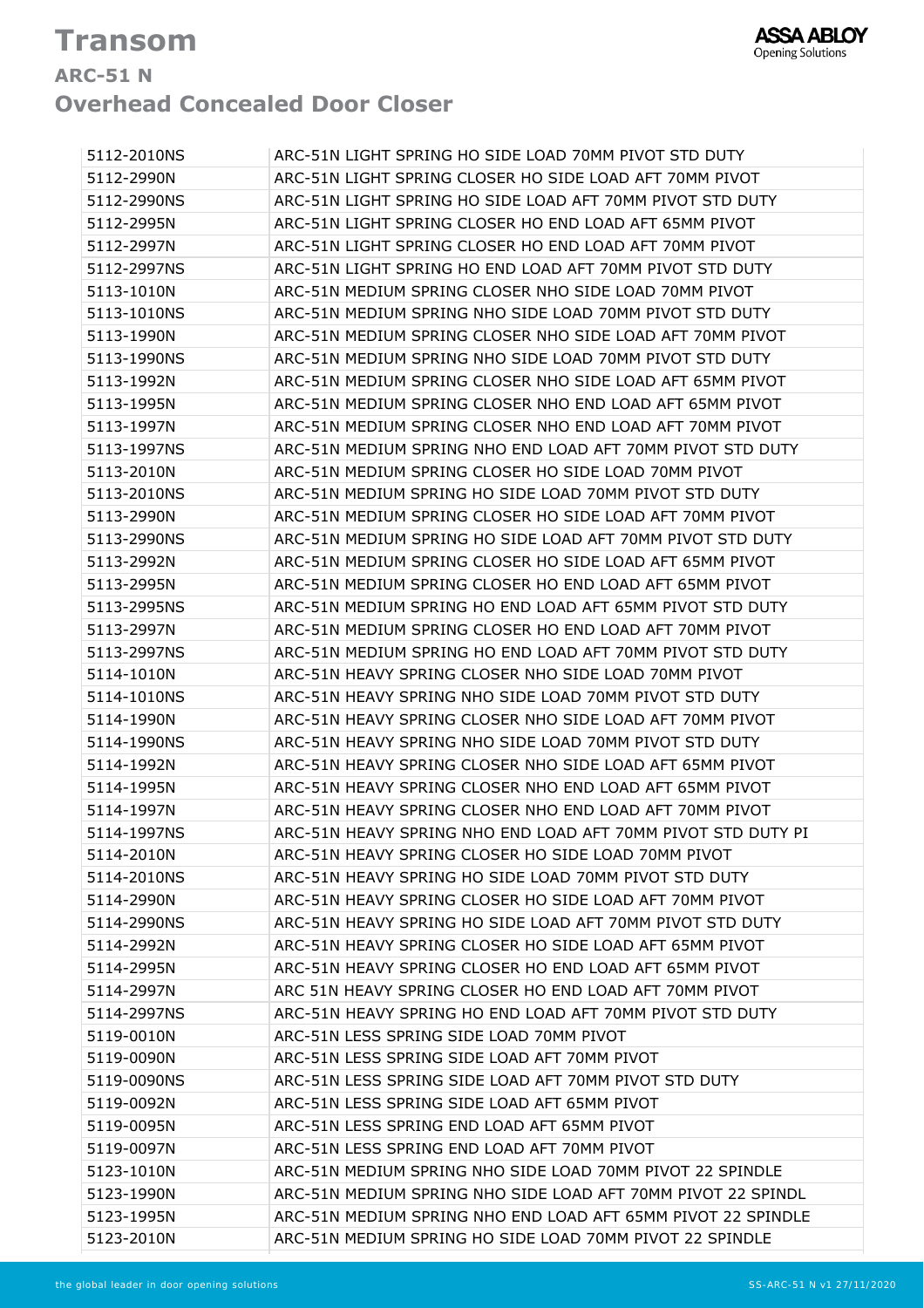# Transom

## ARC-51 N

## Overhead Concealed Door Closer

| | |
|---|---|
| 5112-2010NS | ARC-51N LIGHT SPRING HO SIDE LOAD 70MM PIVOT STD DUTY |
| 5112-2990N | ARC-51N LIGHT SPRING CLOSER HO SIDE LOAD AFT 70MM PIVOT |
| 5112-2990NS | ARC-51N LIGHT SPRING HO SIDE LOAD AFT 70MM PIVOT STD DUTY |
| 5112-2995N | ARC-51N LIGHT SPRING CLOSER HO END LOAD AFT 65MM PIVOT |
| 5112-2997N | ARC-51N LIGHT SPRING CLOSER HO END LOAD AFT 70MM PIVOT |
| 5112-2997NS | ARC-51N LIGHT SPRING HO END LOAD AFT 70MM PIVOT STD DUTY |
| 5113-1010N | ARC-51N MEDIUM SPRING CLOSER NHO SIDE LOAD 70MM PIVOT |
| 5113-1010NS | ARC-51N MEDIUM SPRING NHO SIDE LOAD 70MM PIVOT STD DUTY |
| 5113-1990N | ARC-51N MEDIUM SPRING CLOSER NHO SIDE LOAD AFT 70MM PIVOT |
| 5113-1990NS | ARC-51N MEDIUM SPRING NHO SIDE LOAD 70MM PIVOT STD DUTY |
| 5113-1992N | ARC-51N MEDIUM SPRING CLOSER NHO SIDE LOAD AFT 65MM PIVOT |
| 5113-1995N | ARC-51N MEDIUM SPRING CLOSER NHO END LOAD AFT 65MM PIVOT |
| 5113-1997N | ARC-51N MEDIUM SPRING CLOSER NHO END LOAD AFT 70MM PIVOT |
| 5113-1997NS | ARC-51N MEDIUM SPRING NHO END LOAD AFT 70MM PIVOT STD DUTY |
| 5113-2010N | ARC-51N MEDIUM SPRING CLOSER HO SIDE LOAD 70MM PIVOT |
| 5113-2010NS | ARC-51N MEDIUM SPRING HO SIDE LOAD 70MM PIVOT STD DUTY |
| 5113-2990N | ARC-51N MEDIUM SPRING CLOSER HO SIDE LOAD AFT 70MM PIVOT |
| 5113-2990NS | ARC-51N MEDIUM SPRING HO SIDE LOAD AFT 70MM PIVOT STD DUTY |
| 5113-2992N | ARC-51N MEDIUM SPRING CLOSER HO SIDE LOAD AFT 65MM PIVOT |
| 5113-2995N | ARC-51N MEDIUM SPRING CLOSER HO END LOAD AFT 65MM PIVOT |
| 5113-2995NS | ARC-51N MEDIUM SPRING HO END LOAD AFT 65MM PIVOT STD DUTY |
| 5113-2997N | ARC-51N MEDIUM SPRING CLOSER HO END LOAD AFT 70MM PIVOT |
| 5113-2997NS | ARC-51N MEDIUM SPRING HO END LOAD AFT 70MM PIVOT STD DUTY |
| 5114-1010N | ARC-51N HEAVY SPRING CLOSER NHO SIDE LOAD 70MM PIVOT |
| 5114-1010NS | ARC-51N HEAVY SPRING NHO SIDE LOAD 70MM PIVOT STD DUTY |
| 5114-1990N | ARC-51N HEAVY SPRING CLOSER NHO SIDE LOAD AFT 70MM PIVOT |
| 5114-1990NS | ARC-51N HEAVY SPRING NHO SIDE LOAD 70MM PIVOT STD DUTY |
| 5114-1992N | ARC-51N HEAVY SPRING CLOSER NHO SIDE LOAD AFT 65MM PIVOT |
| 5114-1995N | ARC-51N HEAVY SPRING CLOSER NHO END LOAD AFT 65MM PIVOT |
| 5114-1997N | ARC-51N HEAVY SPRING CLOSER NHO END LOAD AFT 70MM PIVOT |
| 5114-1997NS | ARC-51N HEAVY SPRING NHO END LOAD AFT 70MM PIVOT STD DUTY PI |
| 5114-2010N | ARC-51N HEAVY SPRING CLOSER HO SIDE LOAD 70MM PIVOT |
| 5114-2010NS | ARC-51N HEAVY SPRING HO SIDE LOAD 70MM PIVOT STD DUTY |
| 5114-2990N | ARC-51N HEAVY SPRING CLOSER HO SIDE LOAD AFT 70MM PIVOT |
| 5114-2990NS | ARC-51N HEAVY SPRING HO SIDE LOAD AFT 70MM PIVOT STD DUTY |
| 5114-2992N | ARC-51N HEAVY SPRING CLOSER HO SIDE LOAD AFT 65MM PIVOT |
| 5114-2995N | ARC-51N HEAVY SPRING CLOSER HO END LOAD AFT 65MM PIVOT |
| 5114-2997N | ARC 51N HEAVY SPRING CLOSER HO END LOAD AFT 70MM PIVOT |
| 5114-2997NS | ARC-51N HEAVY SPRING HO END LOAD AFT 70MM PIVOT STD DUTY |
| 5119-0010N | ARC-51N LESS SPRING SIDE LOAD 70MM PIVOT |
| 5119-0090N | ARC-51N LESS SPRING SIDE LOAD AFT 70MM PIVOT |
| 5119-0090NS | ARC-51N LESS SPRING SIDE LOAD AFT 70MM PIVOT STD DUTY |
| 5119-0092N | ARC-51N LESS SPRING SIDE LOAD AFT 65MM PIVOT |
| 5119-0095N | ARC-51N LESS SPRING END LOAD AFT 65MM PIVOT |
| 5119-0097N | ARC-51N LESS SPRING END LOAD AFT 70MM PIVOT |
| 5123-1010N | ARC-51N MEDIUM SPRING NHO SIDE LOAD 70MM PIVOT 22 SPINDLE |
| 5123-1990N | ARC-51N MEDIUM SPRING NHO SIDE LOAD AFT 70MM PIVOT 22 SPINDL |
| 5123-1995N | ARC-51N MEDIUM SPRING NHO END LOAD AFT 65MM PIVOT 22 SPINDLE |
| 5123-2010N | ARC-51N MEDIUM SPRING HO SIDE LOAD 70MM PIVOT 22 SPINDLE |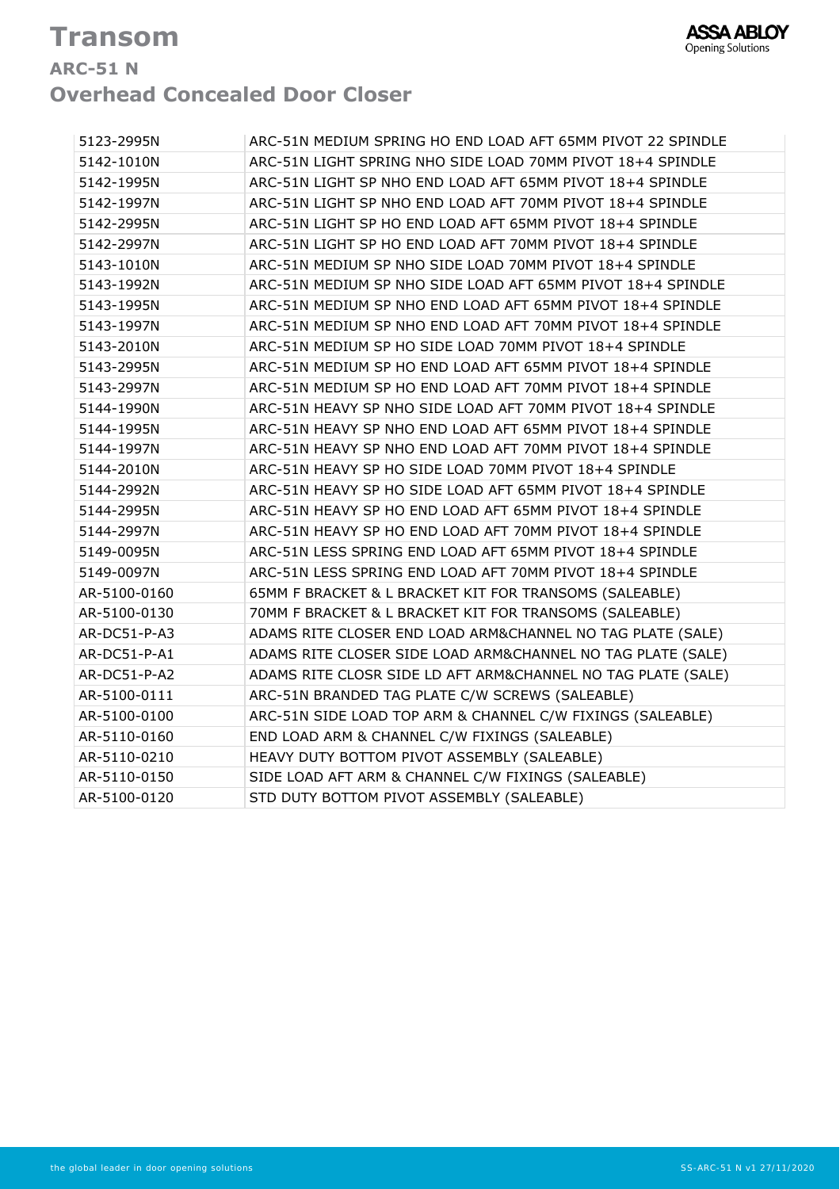# Transom

## ARC-51 N

## Overhead Concealed Door Closer

| | |
|---|---|
| 5123-2995N | ARC-51N MEDIUM SPRING HO END LOAD AFT 65MM PIVOT 22 SPINDLE |
| 5142-1010N | ARC-51N LIGHT SPRING NHO SIDE LOAD 70MM PIVOT 18+4 SPINDLE |
| 5142-1995N | ARC-51N LIGHT SP NHO END LOAD AFT 65MM PIVOT 18+4 SPINDLE |
| 5142-1997N | ARC-51N LIGHT SP NHO END LOAD AFT 70MM PIVOT 18+4 SPINDLE |
| 5142-2995N | ARC-51N LIGHT SP HO END LOAD AFT 65MM PIVOT 18+4 SPINDLE |
| 5142-2997N | ARC-51N LIGHT SP HO END LOAD AFT 70MM PIVOT 18+4 SPINDLE |
| 5143-1010N | ARC-51N MEDIUM SP NHO SIDE LOAD 70MM PIVOT 18+4 SPINDLE |
| 5143-1992N | ARC-51N MEDIUM SP NHO SIDE LOAD AFT 65MM PIVOT 18+4 SPINDLE |
| 5143-1995N | ARC-51N MEDIUM SP NHO END LOAD AFT 65MM PIVOT 18+4 SPINDLE |
| 5143-1997N | ARC-51N MEDIUM SP NHO END LOAD AFT 70MM PIVOT 18+4 SPINDLE |
| 5143-2010N | ARC-51N MEDIUM SP HO SIDE LOAD 70MM PIVOT 18+4 SPINDLE |
| 5143-2995N | ARC-51N MEDIUM SP HO END LOAD AFT 65MM PIVOT 18+4 SPINDLE |
| 5143-2997N | ARC-51N MEDIUM SP HO END LOAD AFT 70MM PIVOT 18+4 SPINDLE |
| 5144-1990N | ARC-51N HEAVY SP NHO SIDE LOAD AFT 70MM PIVOT 18+4 SPINDLE |
| 5144-1995N | ARC-51N HEAVY SP NHO END LOAD AFT 65MM PIVOT 18+4 SPINDLE |
| 5144-1997N | ARC-51N HEAVY SP NHO END LOAD AFT 70MM PIVOT 18+4 SPINDLE |
| 5144-2010N | ARC-51N HEAVY SP HO SIDE LOAD 70MM PIVOT 18+4 SPINDLE |
| 5144-2992N | ARC-51N HEAVY SP HO SIDE LOAD AFT 65MM PIVOT 18+4 SPINDLE |
| 5144-2995N | ARC-51N HEAVY SP HO END LOAD AFT 65MM PIVOT 18+4 SPINDLE |
| 5144-2997N | ARC-51N HEAVY SP HO END LOAD AFT 70MM PIVOT 18+4 SPINDLE |
| 5149-0095N | ARC-51N LESS SPRING END LOAD AFT 65MM PIVOT 18+4 SPINDLE |
| 5149-0097N | ARC-51N LESS SPRING END LOAD AFT 70MM PIVOT 18+4 SPINDLE |
| AR-5100-0160 | 65MM F BRACKET & L BRACKET KIT FOR TRANSOMS (SALEABLE) |
| AR-5100-0130 | 70MM F BRACKET & L BRACKET KIT FOR TRANSOMS (SALEABLE) |
| AR-DC51-P-A3 | ADAMS RITE CLOSER END LOAD ARM&CHANNEL NO TAG PLATE (SALE) |
| AR-DC51-P-A1 | ADAMS RITE CLOSER SIDE LOAD ARM&CHANNEL NO TAG PLATE (SALE) |
| AR-DC51-P-A2 | ADAMS RITE CLOSR SIDE LD AFT ARM&CHANNEL NO TAG PLATE (SALE) |
| AR-5100-0111 | ARC-51N BRANDED TAG PLATE C/W SCREWS (SALEABLE) |
| AR-5100-0100 | ARC-51N SIDE LOAD TOP ARM & CHANNEL C/W FIXINGS (SALEABLE) |
| AR-5110-0160 | END LOAD ARM & CHANNEL C/W FIXINGS (SALEABLE) |
| AR-5110-0210 | HEAVY DUTY BOTTOM PIVOT ASSEMBLY (SALEABLE) |
| AR-5110-0150 | SIDE LOAD AFT ARM & CHANNEL C/W FIXINGS (SALEABLE) |
| AR-5100-0120 | STD DUTY BOTTOM PIVOT ASSEMBLY (SALEABLE) |